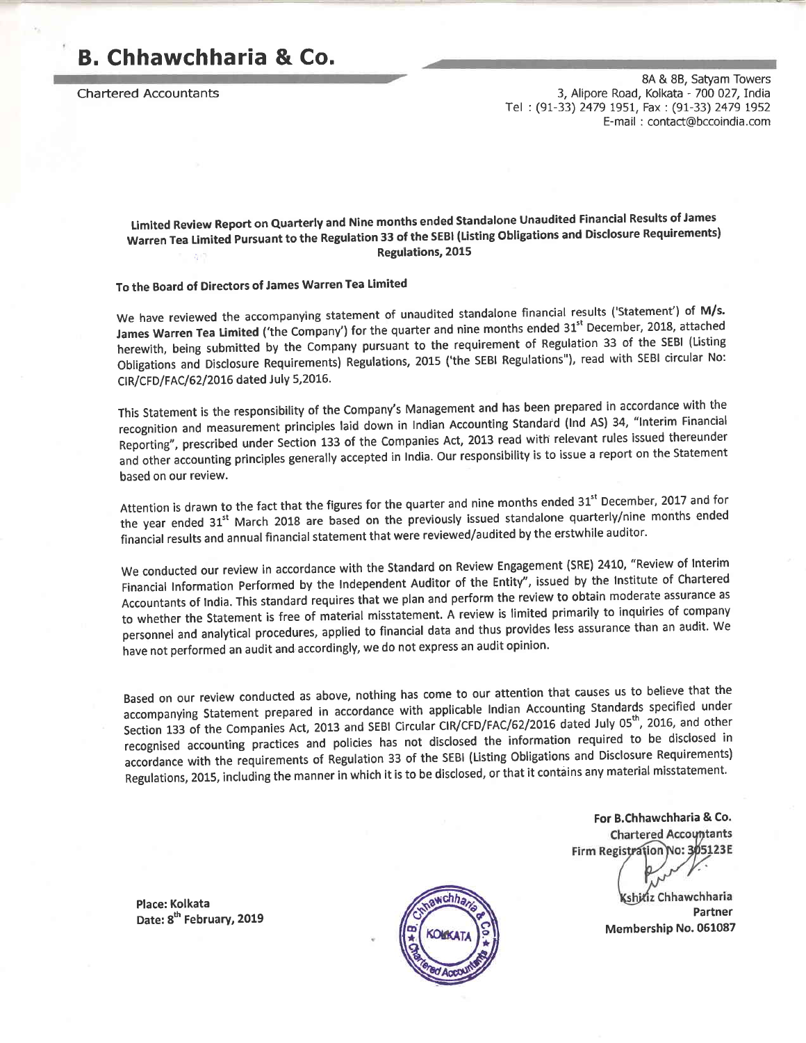# B. Chhawchharia & Co.

Chartered Accountants

8A & 8B, Satyam Towers
3, Alipore Road, Kolkata - 700 027, India
Tel : (91-33) 2479 1951, Fax : (91-33) 2479 1952
E-mail : contact@bccoindia.com

**Limited Review Report on Quarterly and Nine months ended Standalone Unaudited Financial Results of James Warren Tea Limited Pursuant to the Regulation 33 of the SEBI (Listing Obligations and Disclosure Requirements) Regulations, 2015**

**To the Board of Directors of James Warren Tea Limited**

We have reviewed the accompanying statement of unaudited standalone financial results ('Statement') of **M/s. James Warren Tea Limited** ('the Company') for the quarter and nine months ended 31st December, 2018, attached herewith, being submitted by the Company pursuant to the requirement of Regulation 33 of the SEBI (Listing Obligations and Disclosure Requirements) Regulations, 2015 ('the SEBI Regulations"), read with SEBI circular No: CIR/CFD/FAC/62/2016 dated July 5,2016.

This Statement is the responsibility of the Company's Management and has been prepared in accordance with the recognition and measurement principles laid down in Indian Accounting Standard (Ind AS) 34, "Interim Financial Reporting", prescribed under Section 133 of the Companies Act, 2013 read with relevant rules issued thereunder and other accounting principles generally accepted in India. Our responsibility is to issue a report on the Statement based on our review.

Attention is drawn to the fact that the figures for the quarter and nine months ended 31st December, 2017 and for the year ended 31st March 2018 are based on the previously issued standalone quarterly/nine months ended financial results and annual financial statement that were reviewed/audited by the erstwhile auditor.

We conducted our review in accordance with the Standard on Review Engagement (SRE) 2410, "Review of Interim Financial Information Performed by the Independent Auditor of the Entity", issued by the Institute of Chartered Accountants of India. This standard requires that we plan and perform the review to obtain moderate assurance as to whether the Statement is free of material misstatement. A review is limited primarily to inquiries of company personnel and analytical procedures, applied to financial data and thus provides less assurance than an audit. We have not performed an audit and accordingly, we do not express an audit opinion.

Based on our review conducted as above, nothing has come to our attention that causes us to believe that the accompanying Statement prepared in accordance with applicable Indian Accounting Standards specified under Section 133 of the Companies Act, 2013 and SEBI Circular CIR/CFD/FAC/62/2016 dated July 05th, 2016, and other recognised accounting practices and policies has not disclosed the information required to be disclosed in accordance with the requirements of Regulation 33 of the SEBI (Listing Obligations and Disclosure Requirements) Regulations, 2015, including the manner in which it is to be disclosed, or that it contains any material misstatement.

**For B.Chhawchharia & Co.**
**Chartered Accountants**
**Firm Registration No: 305123E**

**Kshitiz Chhawchharia**
**Partner**
**Membership No. 061087**

**Place: Kolkata**
**Date: 8th February, 2019**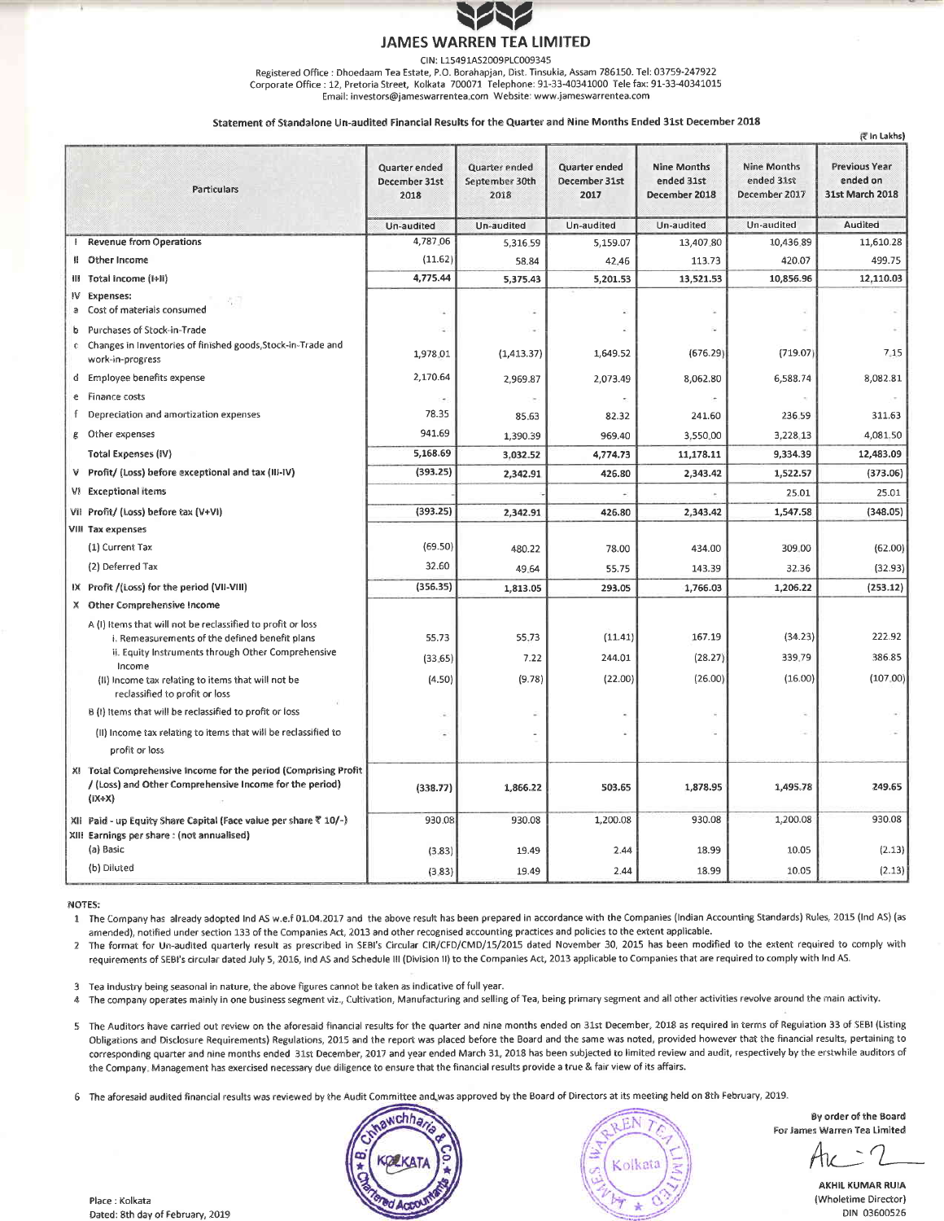# JAMES WARREN TEA LIMITED

CIN: L15491AS2009PLC009345

Registered Office : Dhoedaam Tea Estate, P.O. Borahapjan, Dist. Tinsukia, Assam 786150. Tel: 03759-247922

Corporate Office : 12, Pretoria Street, Kolkata 700071 Telephone: 91-33-40341000 Tele fax: 91-33-40341015

Email: investors@jameswarrentea.com Website: www.jameswarrentea.com

## Statement of Standalone Un-audited Financial Results for the Quarter and Nine Months Ended 31st December 2018

(₹ In Lakhs)

| | Particulars | Quarter ended December 31st 2018 | Quarter ended September 30th 2018 | Quarter ended December 31st 2017 | Nine Months ended 31st December 2018 | Nine Months ended 31st December 2017 | Previous Year ended on 31st March 2018 |
|---|---|---|---|---|---|---|---|
| | | Un-audited | Un-audited | Un-audited | Un-audited | Un-audited | Audited |
| I | Revenue from Operations | 4,787.06 | 5,316.59 | 5,159.07 | 13,407.80 | 10,436.89 | 11,610.28 |
| II | Other Income | (11.62) | 58.84 | 42.46 | 113.73 | 420.07 | 499.75 |
| III | Total Income (I+II) | 4,775.44 | 5,375.43 | 5,201.53 | 13,521.53 | 10,856.96 | 12,110.03 |
| IV | Expenses: | | | | | | |
| a | Cost of materials consumed | - | - | - | - | - | - |
| b | Purchases of Stock-in-Trade | - | - | - | - | - | - |
| c | Changes in inventories of finished goods,Stock-in-Trade and work-in-progress | 1,978.01 | (1,413.37) | 1,649.52 | (676.29) | (719.07) | 7.15 |
| d | Employee benefits expense | 2,170.64 | 2,969.87 | 2,073.49 | 8,062.80 | 6,588.74 | 8,082.81 |
| e | Finance costs | - | - | - | - | - | - |
| f | Depreciation and amortization expenses | 78.35 | 85.63 | 82.32 | 241.60 | 236.59 | 311.63 |
| g | Other expenses | 941.69 | 1,390.39 | 969.40 | 3,550.00 | 3,228.13 | 4,081.50 |
| | Total Expenses (IV) | 5,168.69 | 3,032.52 | 4,774.73 | 11,178.11 | 9,334.39 | 12,483.09 |
| V | Profit/ (Loss) before exceptional and tax (III-IV) | (393.25) | 2,342.91 | 426.80 | 2,343.42 | 1,522.57 | (373.06) |
| VI | Exceptional items | | | - | - | 25.01 | 25.01 |
| VII | Profit/ (Loss) before tax (V+VI) | (393.25) | 2,342.91 | 426.80 | 2,343.42 | 1,547.58 | (348.05) |
| VIII | Tax expenses | | | | | | |
| | (1) Current Tax | (69.50) | 480.22 | 78.00 | 434.00 | 309.00 | (62.00) |
| | (2) Deferred Tax | 32.60 | 49.64 | 55.75 | 143.39 | 32.36 | (32.93) |
| IX | Profit /(Loss) for the period (VII-VIII) | (356.35) | 1,813.05 | 293.05 | 1,766.03 | 1,206.22 | (253.12) |
| X | Other Comprehensive Income | | | | | | |
| | A (i) Items that will not be reclassified to profit or loss<br>i. Remeasurements of the defined benefit plans | 55.73 | 55.73 | (11.41) | 167.19 | (34.23) | 222.92 |
| | ii. Equity Instruments through Other Comprehensive Income | (33.65) | 7.22 | 244.01 | (28.27) | 339.79 | 386.85 |
| | (ii) Income tax relating to items that will not be reclassified to profit or loss | (4.50) | (9.78) | (22.00) | (26.00) | (16.00) | (107.00) |
| | B (i) Items that will be reclassified to profit or loss | - | - | - | - | - | - |
| | (ii) Income tax relating to items that will be reclassified to profit or loss | - | - | - | - | - | - |
| XI | Total Comprehensive Income for the period (Comprising Profit / (Loss) and Other Comprehensive Income for the period) (IX+X) | (338.77) | 1,866.22 | 503.65 | 1,878.95 | 1,495.78 | 249.65 |
| XII | Paid - up Equity Share Capital (Face value per share ₹ 10/-) | 930.08 | 930.08 | 1,200.08 | 930.08 | 1,200.08 | 930.08 |
| XIII | Earnings per share : (not annualised) | | | | | | |
| | (a) Basic | (3.83) | 19.49 | 2.44 | 18.99 | 10.05 | (2.13) |
| | (b) Diluted | (3.83) | 19.49 | 2.44 | 18.99 | 10.05 | (2.13) |

NOTES:

1. The Company has already adopted Ind AS w.e.f 01.04.2017 and the above result has been prepared in accordance with the Companies (Indian Accounting Standards) Rules, 2015 (Ind AS) (as amended), notified under section 133 of the Companies Act, 2013 and other recognised accounting practices and policies to the extent applicable.
2. The format for Un-audited quarterly result as prescribed in SEBI's Circular CIR/CFD/CMD/15/2015 dated November 30, 2015 has been modified to the extent required to comply with requirements of SEBI's circular dated July 5, 2016, Ind AS and Schedule III (Division II) to the Companies Act, 2013 applicable to Companies that are required to comply with Ind AS.
3. Tea Industry being seasonal in nature, the above figures cannot be taken as indicative of full year.
4. The company operates mainly in one business segment viz., Cultivation, Manufacturing and selling of Tea, being primary segment and all other activities revolve around the main activity.
5. The Auditors have carried out review on the aforesaid financial results for the quarter and nine months ended on 31st December, 2018 as required in terms of Regulation 33 of SEBI (Listing Obligations and Disclosure Requirements) Regulations, 2015 and the report was placed before the Board and the same was noted, provided however that the financial results, pertaining to corresponding quarter and nine months ended 31st December, 2017 and year ended March 31, 2018 has been subjected to limited review and audit, respectively by the erstwhile auditors of the Company. Management has exercised necessary due diligence to ensure that the financial results provide a true & fair view of its affairs.
6. The aforesaid audited financial results was reviewed by the Audit Committee and was approved by the Board of Directors at its meeting held on 8th February, 2019.

By order of the Board
For James Warren Tea Limited

AKHIL KUMAR RUIA
(Wholetime Director)
DIN 03600526

Place : Kolkata
Dated: 8th day of February, 2019